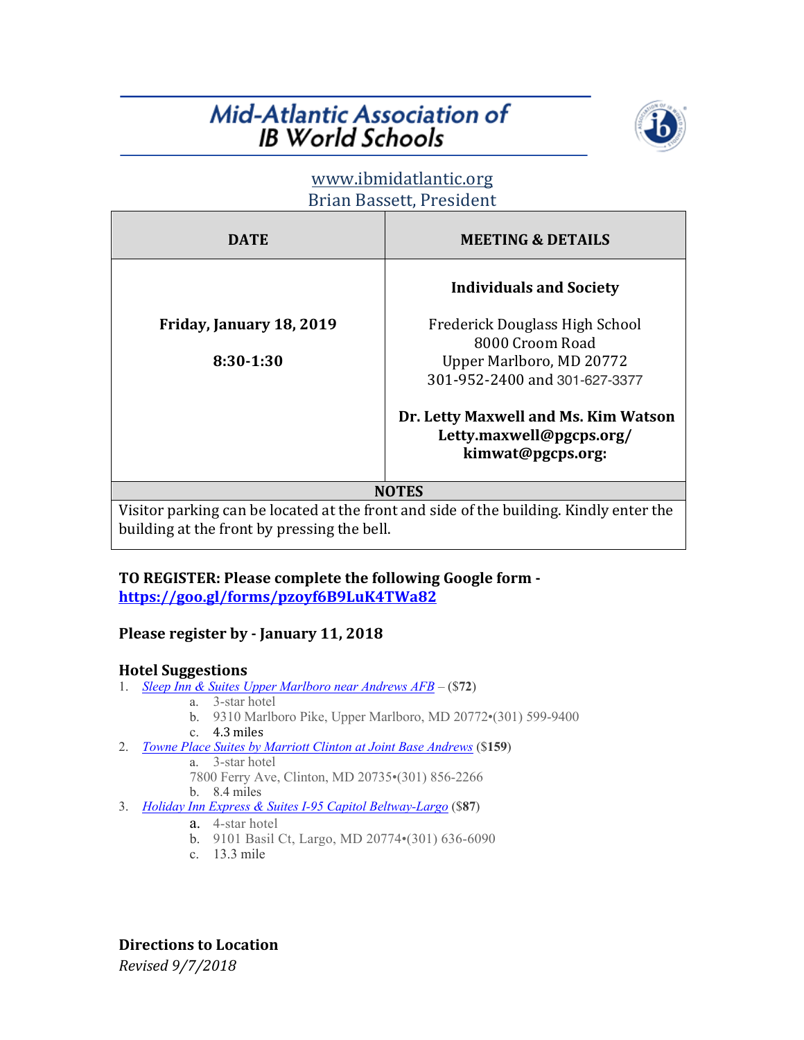# Mid-Atlantic Association of IB World Schools

www.ibmidatlantic.org
Brian Bassett, President

| DATE | MEETING & DETAILS |
|---|---|
| **Friday, January 18, 2019**<br><br>**8:30-1:30** | **Individuals and Society**<br><br>Frederick Douglass High School<br>8000 Croom Road<br>Upper Marlboro, MD 20772<br>301-952-2400 and 301-627-3377<br><br>**Dr. Letty Maxwell and Ms. Kim Watson**<br>**Letty.maxwell@pgcps.org/**<br>**kimwat@pgcps.org:** |
| **NOTES** | |
| Visitor parking can be located at the front and side of the building. Kindly enter the building at the front by pressing the bell. | |

**TO REGISTER: Please complete the following Google form - https://goo.gl/forms/pzoyf6B9LuK4TWa82**

**Please register by - January 11, 2018**

## Hotel Suggestions

1. *Sleep Inn & Suites Upper Marlboro near Andrews AFB* – ($**72**)
   a. 3-star hotel
   b. 9310 Marlboro Pike, Upper Marlboro, MD 20772•(301) 599-9400
   c. 4.3 miles
2. *Towne Place Suites by Marriott Clinton at Joint Base Andrews* ($**159**)
   a. 3-star hotel
   7800 Ferry Ave, Clinton, MD 20735•(301) 856-2266
   b. 8.4 miles
3. *Holiday Inn Express & Suites I-95 Capitol Beltway-Largo* ($**87**)
   a. 4-star hotel
   b. 9101 Basil Ct, Largo, MD 20774•(301) 636-6090
   c. 13.3 mile

## Directions to Location

*Revised 9/7/2018*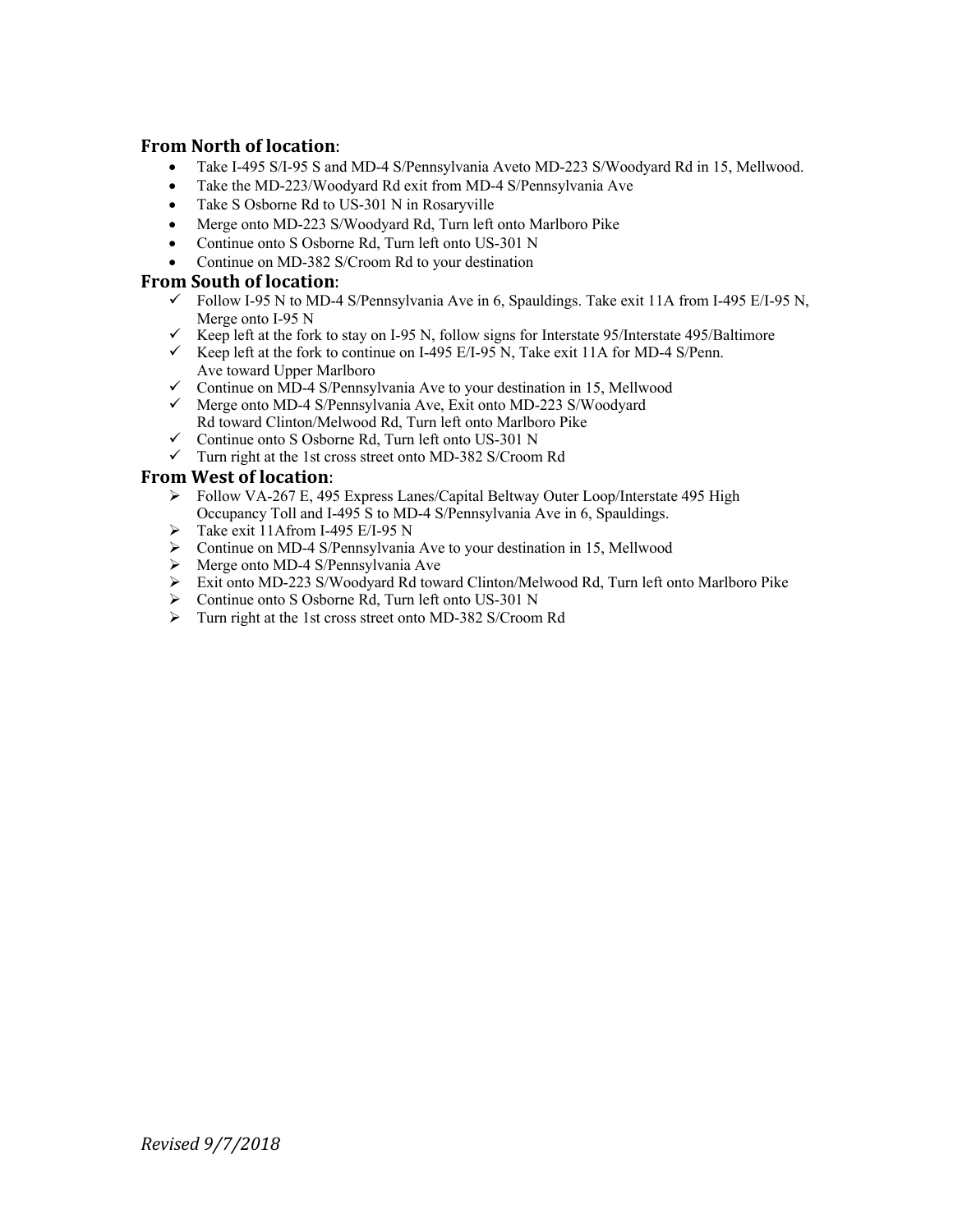### From North of location:

- Take I-495 S/I-95 S and MD-4 S/Pennsylvania Aveto MD-223 S/Woodyard Rd in 15, Mellwood.
- Take the MD-223/Woodyard Rd exit from MD-4 S/Pennsylvania Ave
- Take S Osborne Rd to US-301 N in Rosaryville
- Merge onto MD-223 S/Woodyard Rd, Turn left onto Marlboro Pike
- Continue onto S Osborne Rd, Turn left onto US-301 N
- Continue on MD-382 S/Croom Rd to your destination

### From South of location:

- ✓ Follow I-95 N to MD-4 S/Pennsylvania Ave in 6, Spauldings. Take exit 11A from I-495 E/I-95 N, Merge onto I-95 N
- ✓ Keep left at the fork to stay on I-95 N, follow signs for Interstate 95/Interstate 495/Baltimore
- ✓ Keep left at the fork to continue on I-495 E/I-95 N, Take exit 11A for MD-4 S/Penn. Ave toward Upper Marlboro
- ✓ Continue on MD-4 S/Pennsylvania Ave to your destination in 15, Mellwood
- ✓ Merge onto MD-4 S/Pennsylvania Ave, Exit onto MD-223 S/Woodyard Rd toward Clinton/Melwood Rd, Turn left onto Marlboro Pike
- ✓ Continue onto S Osborne Rd, Turn left onto US-301 N
- ✓ Turn right at the 1st cross street onto MD-382 S/Croom Rd

### From West of location:

- ➢ Follow VA-267 E, 495 Express Lanes/Capital Beltway Outer Loop/Interstate 495 High Occupancy Toll and I-495 S to MD-4 S/Pennsylvania Ave in 6, Spauldings.
- ➢ Take exit 11Afrom I-495 E/I-95 N
- ➢ Continue on MD-4 S/Pennsylvania Ave to your destination in 15, Mellwood
- ➢ Merge onto MD-4 S/Pennsylvania Ave
- ➢ Exit onto MD-223 S/Woodyard Rd toward Clinton/Melwood Rd, Turn left onto Marlboro Pike
- ➢ Continue onto S Osborne Rd, Turn left onto US-301 N
- ➢ Turn right at the 1st cross street onto MD-382 S/Croom Rd

*Revised 9/7/2018*